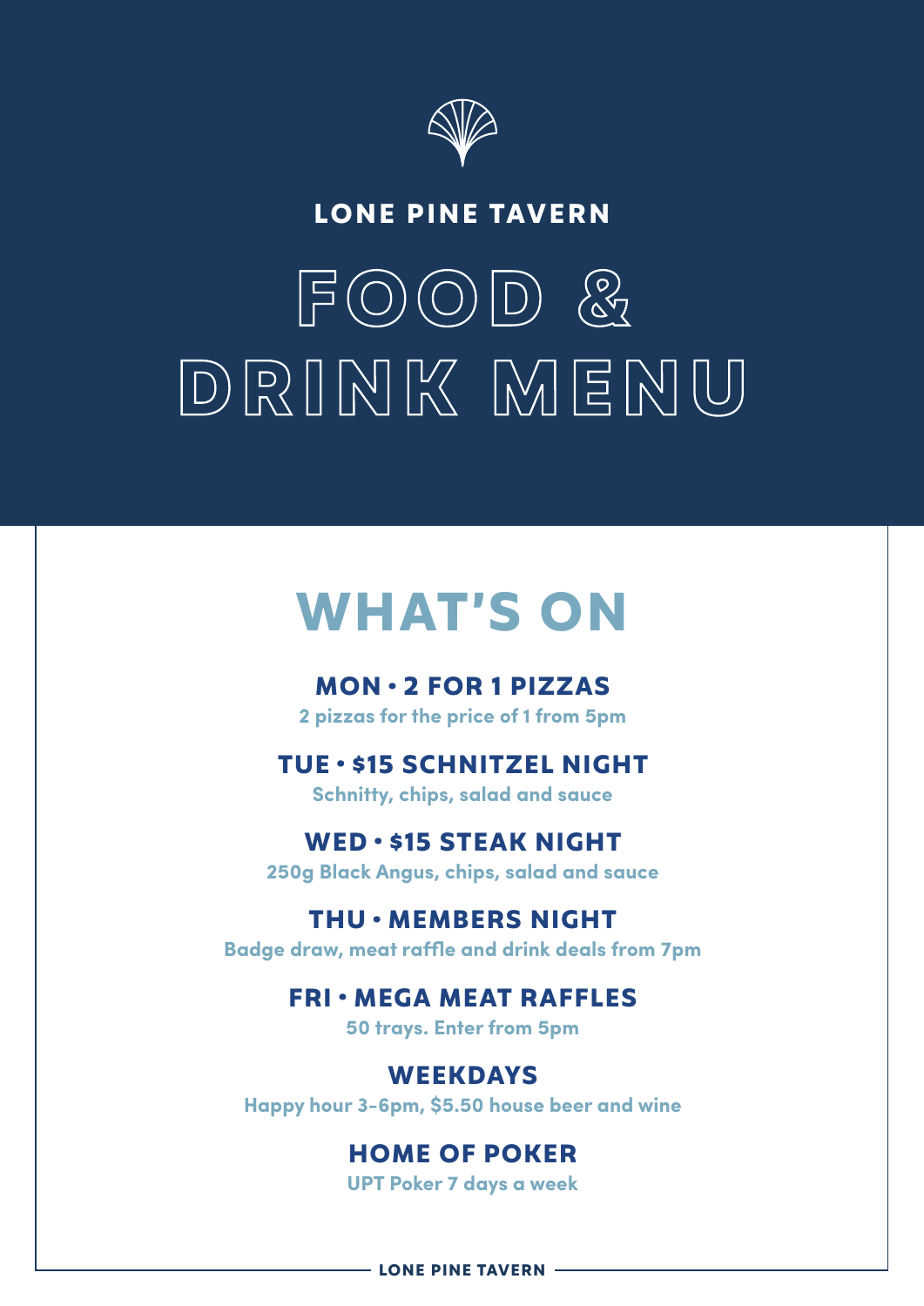LONE PINE TAVERN

# FOOD & DRINK MENU

## WHAT'S ON

### MON • 2 FOR 1 PIZZAS

2 pizzas for the price of 1 from 5pm

### TUE • $15 SCHNITZEL NIGHT

Schnitty, chips, salad and sauce

### WED • $15 STEAK NIGHT

250g Black Angus, chips, salad and sauce

### THU • MEMBERS NIGHT

Badge draw, meat raffle and drink deals from 7pm

### FRI • MEGA MEAT RAFFLES

50 trays. Enter from 5pm

### WEEKDAYS

Happy hour 3-6pm, $5.50 house beer and wine

### HOME OF POKER

UPT Poker 7 days a week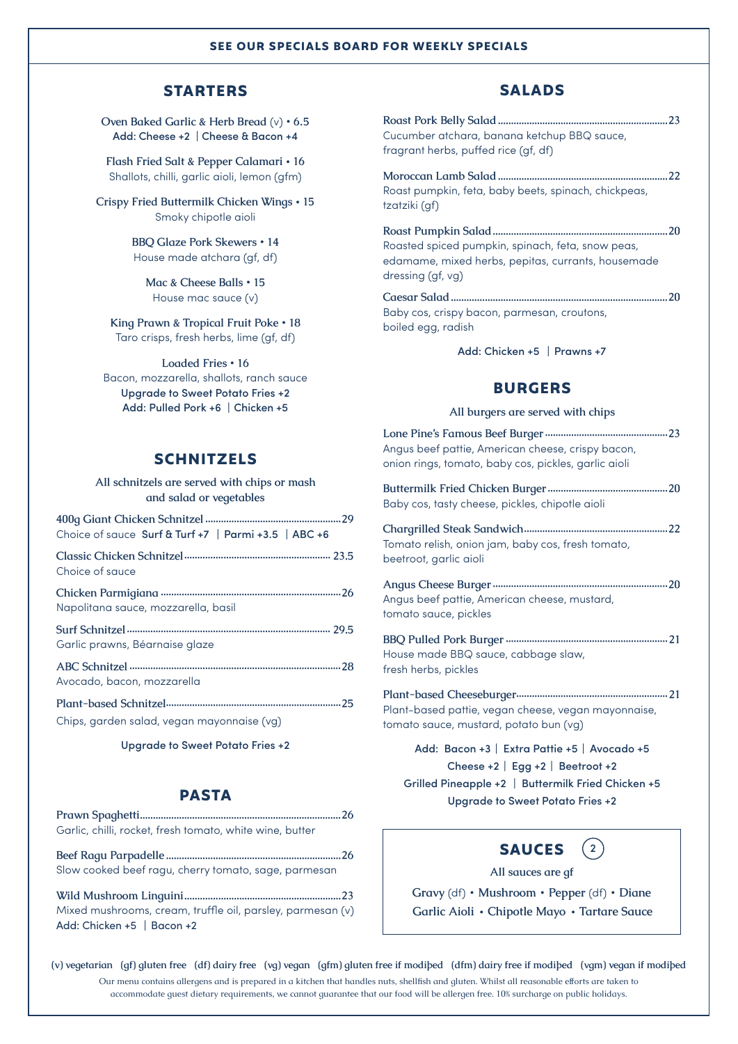**SEE OUR SPECIALS BOARD FOR WEEKLY SPECIALS**

## STARTERS

Oven Baked Garlic & Herb Bread (v) • 6.5
Add: Cheese +2 | Cheese & Bacon +4

Flash Fried Salt & Pepper Calamari • 16
Shallots, chilli, garlic aioli, lemon (gfm)

Crispy Fried Buttermilk Chicken Wings • 15
Smoky chipotle aioli

BBQ Glaze Pork Skewers • 14
House made atchara (gf, df)

Mac & Cheese Balls • 15
House mac sauce (v)

King Prawn & Tropical Fruit Poke • 18
Taro crisps, fresh herbs, lime (gf, df)

Loaded Fries • 16
Bacon, mozzarella, shallots, ranch sauce
Upgrade to Sweet Potato Fries +2
Add: Pulled Pork +6 | Chicken +5

## SCHNITZELS

All schnitzels are served with chips or mash and salad or vegetables

400g Giant Chicken Schnitzel .......... 29
Choice of sauce Surf & Turf +7 | Parmi +3.5 | ABC +6

Classic Chicken Schnitzel .......... 23.5
Choice of sauce

Chicken Parmigiana .......... 26
Napolitana sauce, mozzarella, basil

Surf Schnitzel .......... 29.5
Garlic prawns, Béarnaise glaze

ABC Schnitzel .......... 28
Avocado, bacon, mozzarella

Plant-based Schnitzel .......... 25
Chips, garden salad, vegan mayonnaise (vg)

Upgrade to Sweet Potato Fries +2

## PASTA

Prawn Spaghetti .......... 26
Garlic, chilli, rocket, fresh tomato, white wine, butter

Beef Ragu Parpadelle .......... 26
Slow cooked beef ragu, cherry tomato, sage, parmesan

Wild Mushroom Linguini .......... 23
Mixed mushrooms, cream, truffle oil, parsley, parmesan (v)
Add: Chicken +5 | Bacon +2

## SALADS

Roast Pork Belly Salad .......... 23
Cucumber atchara, banana ketchup BBQ sauce, fragrant herbs, puffed rice (gf, df)

Moroccan Lamb Salad .......... 22
Roast pumpkin, feta, baby beets, spinach, chickpeas, tzatziki (gf)

Roast Pumpkin Salad .......... 20
Roasted spiced pumpkin, spinach, feta, snow peas, edamame, mixed herbs, pepitas, currants, housemade dressing (gf, vg)

Caesar Salad .......... 20
Baby cos, crispy bacon, parmesan, croutons, boiled egg, radish

Add: Chicken +5 | Prawns +7

## BURGERS

All burgers are served with chips

Lone Pine's Famous Beef Burger .......... 23
Angus beef pattie, American cheese, crispy bacon, onion rings, tomato, baby cos, pickles, garlic aioli

Buttermilk Fried Chicken Burger .......... 20
Baby cos, tasty cheese, pickles, chipotle aioli

Chargrilled Steak Sandwich .......... 22
Tomato relish, onion jam, baby cos, fresh tomato, beetroot, garlic aioli

Angus Cheese Burger .......... 20
Angus beef pattie, American cheese, mustard, tomato sauce, pickles

BBQ Pulled Pork Burger .......... 21
House made BBQ sauce, cabbage slaw, fresh herbs, pickles

Plant-based Cheeseburger .......... 21
Plant-based pattie, vegan cheese, vegan mayonnaise, tomato sauce, mustard, potato bun (vg)

Add: Bacon +3 | Extra Pattie +5 | Avocado +5
Cheese +2 | Egg +2 | Beetroot +2
Grilled Pineapple +2 | Buttermilk Fried Chicken +5
Upgrade to Sweet Potato Fries +2

## SAUCES (2)

All sauces are gf

Gravy (df) • Mushroom • Pepper (df) • Diane
Garlic Aioli • Chipotle Mayo • Tartare Sauce

(v) vegetarian (gf) gluten free (df) dairy free (vg) vegan (gfm) gluten free if modified (dfm) dairy free if modified (vgm) vegan if modified

Our menu contains allergens and is prepared in a kitchen that handles nuts, shellfish and gluten. Whilst all reasonable efforts are taken to accommodate guest dietary requirements, we cannot guarantee that our food will be allergen free. 10% surcharge on public holidays.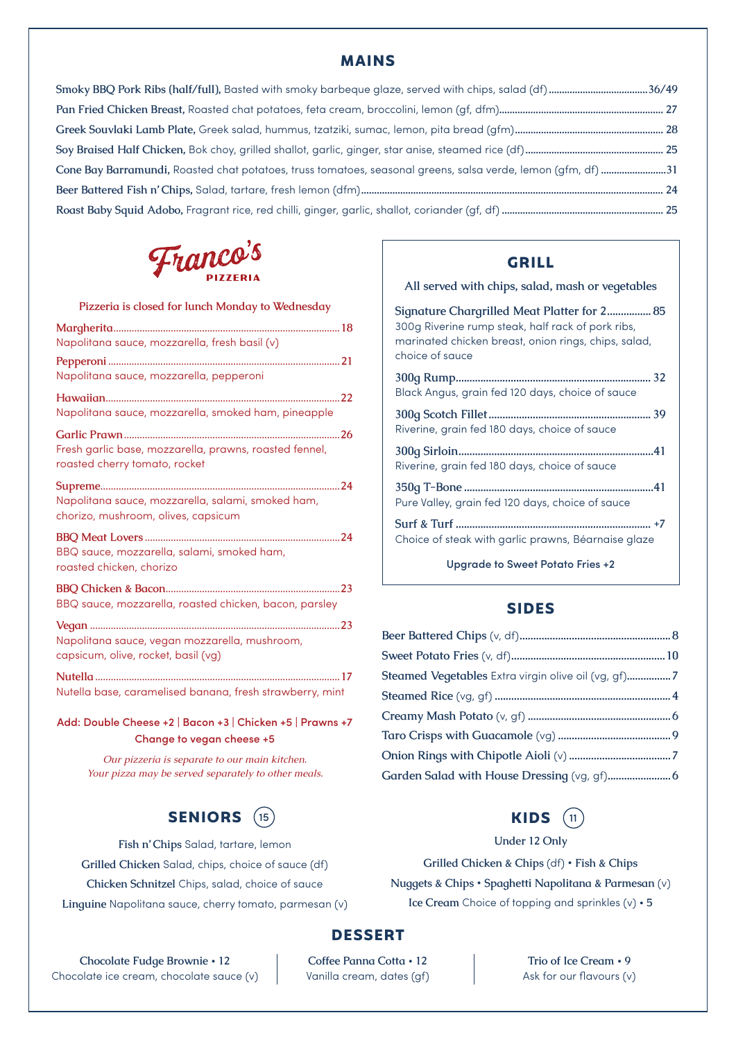## MAINS

**Smoky BBQ Pork Ribs (half/full),** Basted with smoky barbeque glaze, served with chips, salad (df) ........ 36/49

**Pan Fried Chicken Breast,** Roasted chat potatoes, feta cream, broccolini, lemon (gf, dfm) ........ 27

**Greek Souvlaki Lamb Plate,** Greek salad, hummus, tzatziki, sumac, lemon, pita bread (gfm) ........ 28

**Soy Braised Half Chicken,** Bok choy, grilled shallot, garlic, ginger, star anise, steamed rice (df) ........ 25

**Cone Bay Barramundi,** Roasted chat potatoes, truss tomatoes, seasonal greens, salsa verde, lemon (gfm, df) ........ 31

**Beer Battered Fish n' Chips,** Salad, tartare, fresh lemon (dfm) ........ 24

**Roast Baby Squid Adobo,** Fragrant rice, red chilli, ginger, garlic, shallot, coriander (gf, df) ........ 25

## Franco's PIZZERIA

Pizzeria is closed for lunch Monday to Wednesday

**Margherita** ........ 18
Napolitana sauce, mozzarella, fresh basil (v)

**Pepperoni** ........ 21
Napolitana sauce, mozzarella, pepperoni

**Hawaiian** ........ 22
Napolitana sauce, mozzarella, smoked ham, pineapple

**Garlic Prawn** ........ 26
Fresh garlic base, mozzarella, prawns, roasted fennel, roasted cherry tomato, rocket

**Supreme** ........ 24
Napolitana sauce, mozzarella, salami, smoked ham, chorizo, mushroom, olives, capsicum

**BBQ Meat Lovers** ........ 24
BBQ sauce, mozzarella, salami, smoked ham, roasted chicken, chorizo

**BBQ Chicken & Bacon** ........ 23
BBQ sauce, mozzarella, roasted chicken, bacon, parsley

**Vegan** ........ 23
Napolitana sauce, vegan mozzarella, mushroom, capsicum, olive, rocket, basil (vg)

**Nutella** ........ 17
Nutella base, caramelised banana, fresh strawberry, mint

Add: Double Cheese +2 | Bacon +3 | Chicken +5 | Prawns +7
Change to vegan cheese +5

*Our pizzeria is separate to our main kitchen.*
*Your pizza may be served separately to other meals.*

## GRILL

All served with chips, salad, mash or vegetables

**Signature Chargrilled Meat Platter for 2** ........ 85
300g Riverine rump steak, half rack of pork ribs, marinated chicken breast, onion rings, chips, salad, choice of sauce

**300g Rump** ........ 32
Black Angus, grain fed 120 days, choice of sauce

**300g Scotch Fillet** ........ 39
Riverine, grain fed 180 days, choice of sauce

**300g Sirloin** ........ 41
Riverine, grain fed 180 days, choice of sauce

**350g T-Bone** ........ 41
Pure Valley, grain fed 120 days, choice of sauce

**Surf & Turf** ........ +7
Choice of steak with garlic prawns, Béarnaise glaze

Upgrade to Sweet Potato Fries +2

## SIDES

**Beer Battered Chips** (v, df) ........ 8

**Sweet Potato Fries** (v, df) ........ 10

**Steamed Vegetables** Extra virgin olive oil (vg, gf) ........ 7

**Steamed Rice** (vg, gf) ........ 4

**Creamy Mash Potato** (v, gf) ........ 6

**Taro Crisps with Guacamole** (vg) ........ 9

**Onion Rings with Chipotle Aioli** (v) ........ 7

**Garden Salad with House Dressing** (vg, gf) ........ 6

## SENIORS (15)

**Fish n' Chips** Salad, tartare, lemon

**Grilled Chicken** Salad, chips, choice of sauce (df)

**Chicken Schnitzel** Chips, salad, choice of sauce

**Linguine** Napolitana sauce, cherry tomato, parmesan (v)

## KIDS (11)

Under 12 Only

**Grilled Chicken & Chips** (df) • **Fish & Chips**

**Nuggets & Chips** • **Spaghetti Napolitana & Parmesan** (v)

**Ice Cream** Choice of topping and sprinkles (v) • 5

## DESSERT

**Chocolate Fudge Brownie • 12**
Chocolate ice cream, chocolate sauce (v)

**Coffee Panna Cotta • 12**
Vanilla cream, dates (gf)

**Trio of Ice Cream • 9**
Ask for our flavours (v)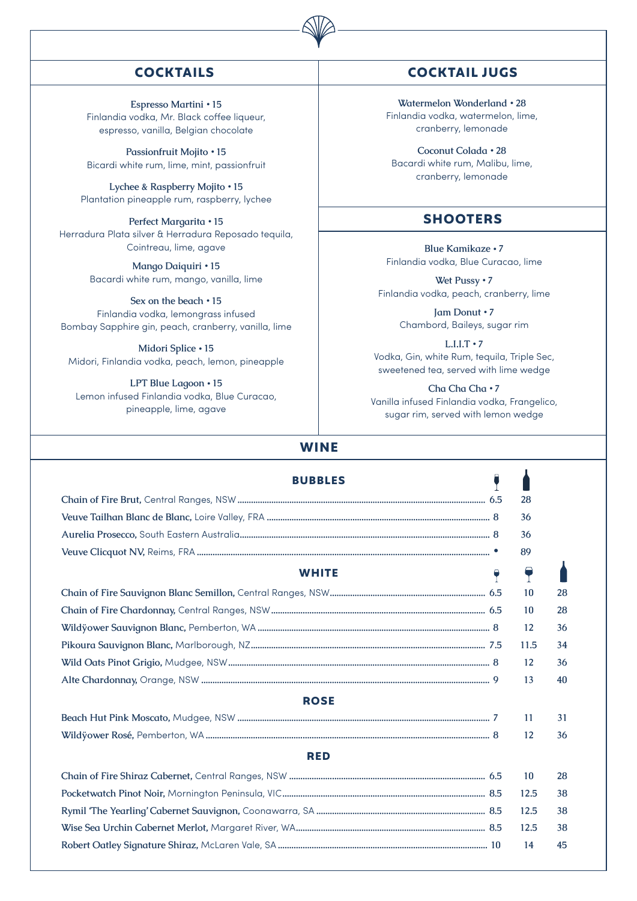## COCKTAILS

**Espresso Martini • 15**
Finlandia vodka, Mr. Black coffee liqueur, espresso, vanilla, Belgian chocolate

**Passionfruit Mojito • 15**
Bicardi white rum, lime, mint, passionfruit

**Lychee & Raspberry Mojito • 15**
Plantation pineapple rum, raspberry, lychee

**Perfect Margarita • 15**
Herradura Plata silver & Herradura Reposado tequila, Cointreau, lime, agave

**Mango Daiquiri • 15**
Bacardi white rum, mango, vanilla, lime

**Sex on the beach • 15**
Finlandia vodka, lemongrass infused Bombay Sapphire gin, peach, cranberry, vanilla, lime

**Midori Splice • 15**
Midori, Finlandia vodka, peach, lemon, pineapple

**LPT Blue Lagoon • 15**
Lemon infused Finlandia vodka, Blue Curacao, pineapple, lime, agave

## COCKTAIL JUGS

**Watermelon Wonderland • 28**
Finlandia vodka, watermelon, lime, cranberry, lemonade

**Coconut Colada • 28**
Bacardi white rum, Malibu, lime, cranberry, lemonade

## SHOOTERS

**Blue Kamikaze • 7**
Finlandia vodka, Blue Curacao, lime

**Wet Pussy • 7**
Finlandia vodka, peach, cranberry, lime

**Jam Donut • 7**
Chambord, Baileys, sugar rim

**L.I.I.T • 7**
Vodka, Gin, white Rum, tequila, Triple Sec, sweetened tea, served with lime wedge

**Cha Cha Cha • 7**
Vanilla infused Finlandia vodka, Frangelico, sugar rim, served with lemon wedge

## WINE

### BUBBLES

| | Glass | Bottle |
|---|---|---|
| **Chain of Fire Brut,** Central Ranges, NSW | 6.5 | 28 |
| **Veuve Tailhan Blanc de Blanc,** Loire Valley, FRA | 8 | 36 |
| **Aurelia Prosecco,** South Eastern Australia | 8 | 36 |
| **Veuve Clicquot NV,** Reims, FRA | • | 89 |

### WHITE

| | Small glass | Large glass | Bottle |
|---|---|---|---|
| **Chain of Fire Sauvignon Blanc Semillon,** Central Ranges, NSW | 6.5 | 10 | 28 |
| **Chain of Fire Chardonnay,** Central Ranges, NSW | 6.5 | 10 | 28 |
| **Wildÿower Sauvignon Blanc,** Pemberton, WA | 8 | 12 | 36 |
| **Pikoura Sauvignon Blanc,** Marlborough, NZ | 7.5 | 11.5 | 34 |
| **Wild Oats Pinot Grigio,** Mudgee, NSW | 8 | 12 | 36 |
| **Alte Chardonnay,** Orange, NSW | 9 | 13 | 40 |

### ROSE

| | Small glass | Large glass | Bottle |
|---|---|---|---|
| **Beach Hut Pink Moscato,** Mudgee, NSW | 7 | 11 | 31 |
| **Wildÿower Rosé,** Pemberton, WA | 8 | 12 | 36 |

### RED

| | Small glass | Large glass | Bottle |
|---|---|---|---|
| **Chain of Fire Shiraz Cabernet,** Central Ranges, NSW | 6.5 | 10 | 28 |
| **Pocketwatch Pinot Noir,** Mornington Peninsula, VIC | 8.5 | 12.5 | 38 |
| **Rymil 'The Yearling' Cabernet Sauvignon,** Coonawarra, SA | 8.5 | 12.5 | 38 |
| **Wise Sea Urchin Cabernet Merlot,** Margaret River, WA | 8.5 | 12.5 | 38 |
| **Robert Oatley Signature Shiraz,** McLaren Vale, SA | 10 | 14 | 45 |